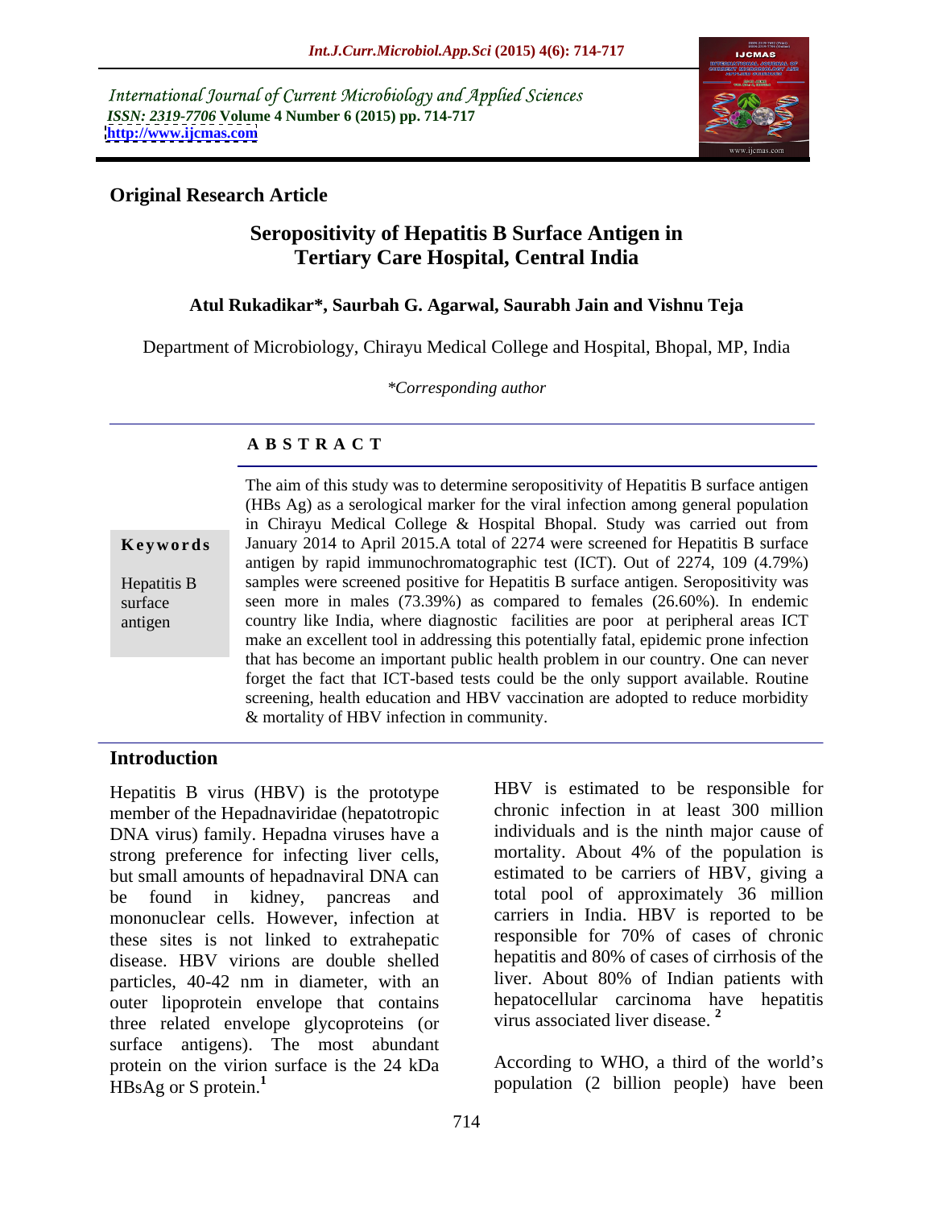International Journal of Current Microbiology and Applied Sciences
*ISSN: 2319-7706* **Volume 4 Number 6 (2015) pp. 714-717**
**http://www.ijcmas.com**

**Original Research Article**

# Seropositivity of Hepatitis B Surface Antigen in Tertiary Care Hospital, Central India

**Atul Rukadikar\*, Saurbah G. Agarwal, Saurabh Jain and Vishnu Teja**

Department of Microbiology, Chirayu Medical College and Hospital, Bhopal, MP, India

*\*Corresponding author*

## A B S T R A C T

**Keywords**

Hepatitis B surface antigen

The aim of this study was to determine seropositivity of Hepatitis B surface antigen (HBs Ag) as a serological marker for the viral infection among general population in Chirayu Medical College & Hospital Bhopal. Study was carried out from January 2014 to April 2015.A total of 2274 were screened for Hepatitis B surface antigen by rapid immunochromatographic test (ICT). Out of 2274, 109 (4.79%) samples were screened positive for Hepatitis B surface antigen. Seropositivity was seen more in males (73.39%) as compared to females (26.60%). In endemic country like India, where diagnostic facilities are poor at peripheral areas ICT make an excellent tool in addressing this potentially fatal, epidemic prone infection that has become an important public health problem in our country. One can never forget the fact that ICT-based tests could be the only support available. Routine screening, health education and HBV vaccination are adopted to reduce morbidity & mortality of HBV infection in community.

## Introduction

Hepatitis B virus (HBV) is the prototype member of the Hepadnaviridae (hepatotropic DNA virus) family. Hepadna viruses have a strong preference for infecting liver cells, but small amounts of hepadnaviral DNA can be found in kidney, pancreas and mononuclear cells. However, infection at these sites is not linked to extrahepatic disease. HBV virions are double shelled particles, 40-42 nm in diameter, with an outer lipoprotein envelope that contains three related envelope glycoproteins (or surface antigens). The most abundant protein on the virion surface is the 24 kDa HBsAg or S protein.[1]

HBV is estimated to be responsible for chronic infection in at least 300 million individuals and is the ninth major cause of mortality. About 4% of the population is estimated to be carriers of HBV, giving a total pool of approximately 36 million carriers in India. HBV is reported to be responsible for 70% of cases of chronic hepatitis and 80% of cases of cirrhosis of the liver. About 80% of Indian patients with hepatocellular carcinoma have hepatitis virus associated liver disease. [2]

According to WHO, a third of the world's population (2 billion people) have been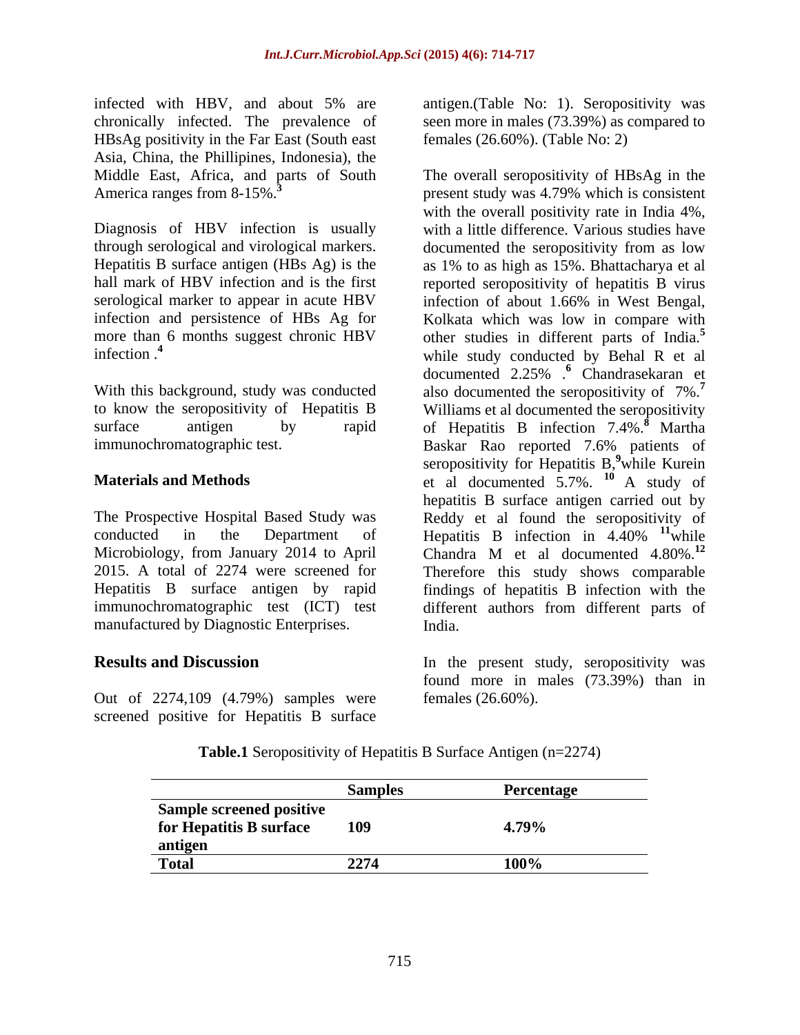infected with HBV, and about 5% are chronically infected. The prevalence of HBsAg positivity in the Far East (South east Asia, China, the Phillipines, Indonesia), the Middle East, Africa, and parts of South America ranges from 8-15%.[3]

Diagnosis of HBV infection is usually through serological and virological markers. Hepatitis B surface antigen (HBs Ag) is the hall mark of HBV infection and is the first serological marker to appear in acute HBV infection and persistence of HBs Ag for more than 6 months suggest chronic HBV infection .[4]

With this background, study was conducted to know the seropositivity of Hepatitis B surface antigen by rapid immunochromatographic test.

## Materials and Methods

The Prospective Hospital Based Study was conducted in the Department of Microbiology, from January 2014 to April 2015. A total of 2274 were screened for Hepatitis B surface antigen by rapid immunochromatographic test (ICT) test manufactured by Diagnostic Enterprises.

## Results and Discussion

Out of 2274,109 (4.79%) samples were screened positive for Hepatitis B surface antigen.(Table No: 1). Seropositivity was seen more in males (73.39%) as compared to females (26.60%). (Table No: 2)

The overall seropositivity of HBsAg in the present study was 4.79% which is consistent with the overall positivity rate in India 4%, with a little difference. Various studies have documented the seropositivity from as low as 1% to as high as 15%. Bhattacharya et al reported seropositivity of hepatitis B virus infection of about 1.66% in West Bengal, Kolkata which was low in compare with other studies in different parts of India.[5] while study conducted by Behal R et al documented 2.25% .[6] Chandrasekaran et also documented the seropositivity of 7%.[7] Williams et al documented the seropositivity of Hepatitis B infection 7.4%.[8] Martha Baskar Rao reported 7.6% patients of seropositivity for Hepatitis B,[9]while Kurein et al documented 5.7%. [10] A study of hepatitis B surface antigen carried out by Reddy et al found the seropositivity of Hepatitis B infection in 4.40% [11]while Chandra M et al documented 4.80%.[12] Therefore this study shows comparable findings of hepatitis B infection with the different authors from different parts of India.

In the present study, seropositivity was found more in males (73.39%) than in females (26.60%).

**Table.1** Seropositivity of Hepatitis B Surface Antigen (n=2274)

| | Samples | Percentage |
|---|---|---|
| **Sample screened positive for Hepatitis B surface antigen** | **109** | **4.79%** |
| **Total** | **2274** | **100%** |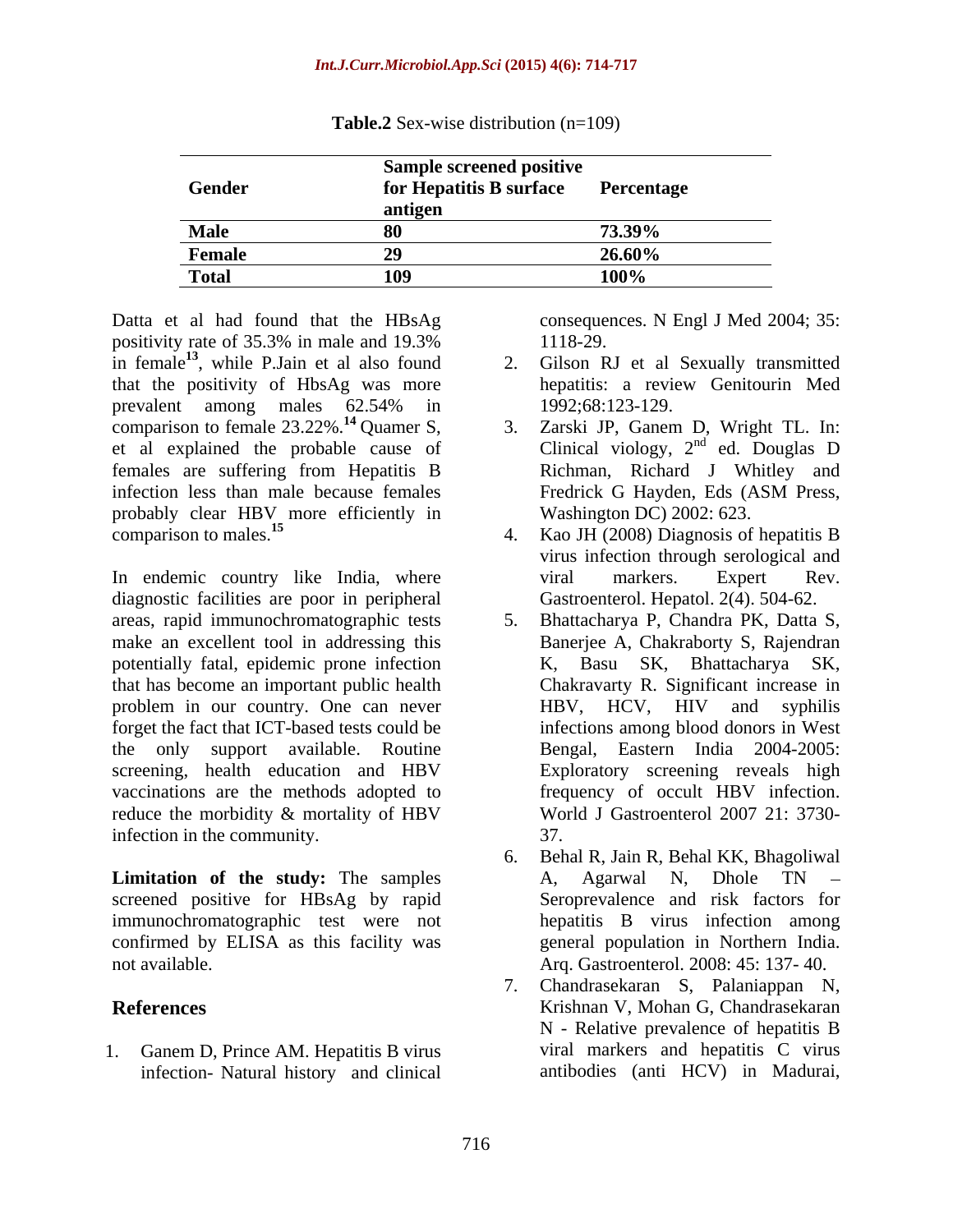**Table.2** Sex-wise distribution (n=109)

| Gender | Sample screened positive for Hepatitis B surface antigen | Percentage |
|---|---|---|
| **Male** | **80** | **73.39%** |
| **Female** | **29** | **26.60%** |
| **Total** | **109** | **100%** |

Datta et al had found that the HBsAg positivity rate of 35.3% in male and 19.3% in female[13], while P.Jain et al also found that the positivity of HbsAg was more prevalent among males 62.54% in comparison to female 23.22%.[14] Quamer S, et al explained the probable cause of females are suffering from Hepatitis B infection less than male because females probably clear HBV more efficiently in comparison to males.[15]

In endemic country like India, where diagnostic facilities are poor in peripheral areas, rapid immunochromatographic tests make an excellent tool in addressing this potentially fatal, epidemic prone infection that has become an important public health problem in our country. One can never forget the fact that ICT-based tests could be the only support available. Routine screening, health education and HBV vaccinations are the methods adopted to reduce the morbidity & mortality of HBV infection in the community.

**Limitation of the study:** The samples screened positive for HBsAg by rapid immunochromatographic test were not confirmed by ELISA as this facility was not available.

## References

1. Ganem D, Prince AM. Hepatitis B virus infection- Natural history and clinical consequences. N Engl J Med 2004; 35: 1118-29.
2. Gilson RJ et al Sexually transmitted hepatitis: a review Genitourin Med 1992;68:123-129.
3. Zarski JP, Ganem D, Wright TL. In: Clinical viology, 2nd ed. Douglas D Richman, Richard J Whitley and Fredrick G Hayden, Eds (ASM Press, Washington DC) 2002: 623.
4. Kao JH (2008) Diagnosis of hepatitis B virus infection through serological and viral markers. Expert Rev. Gastroenterol. Hepatol. 2(4). 504-62.
5. Bhattacharya P, Chandra PK, Datta S, Banerjee A, Chakraborty S, Rajendran K, Basu SK, Bhattacharya SK, Chakravarty R. Significant increase in HBV, HCV, HIV and syphilis infections among blood donors in West Bengal, Eastern India 2004-2005: Exploratory screening reveals high frequency of occult HBV infection. World J Gastroenterol 2007 21: 3730-37.
6. Behal R, Jain R, Behal KK, Bhagoliwal A, Agarwal N, Dhole TN – Seroprevalence and risk factors for hepatitis B virus infection among general population in Northern India. Arq. Gastroenterol. 2008: 45: 137- 40.
7. Chandrasekaran S, Palaniappan N, Krishnan V, Mohan G, Chandrasekaran N - Relative prevalence of hepatitis B viral markers and hepatitis C virus antibodies (anti HCV) in Madurai,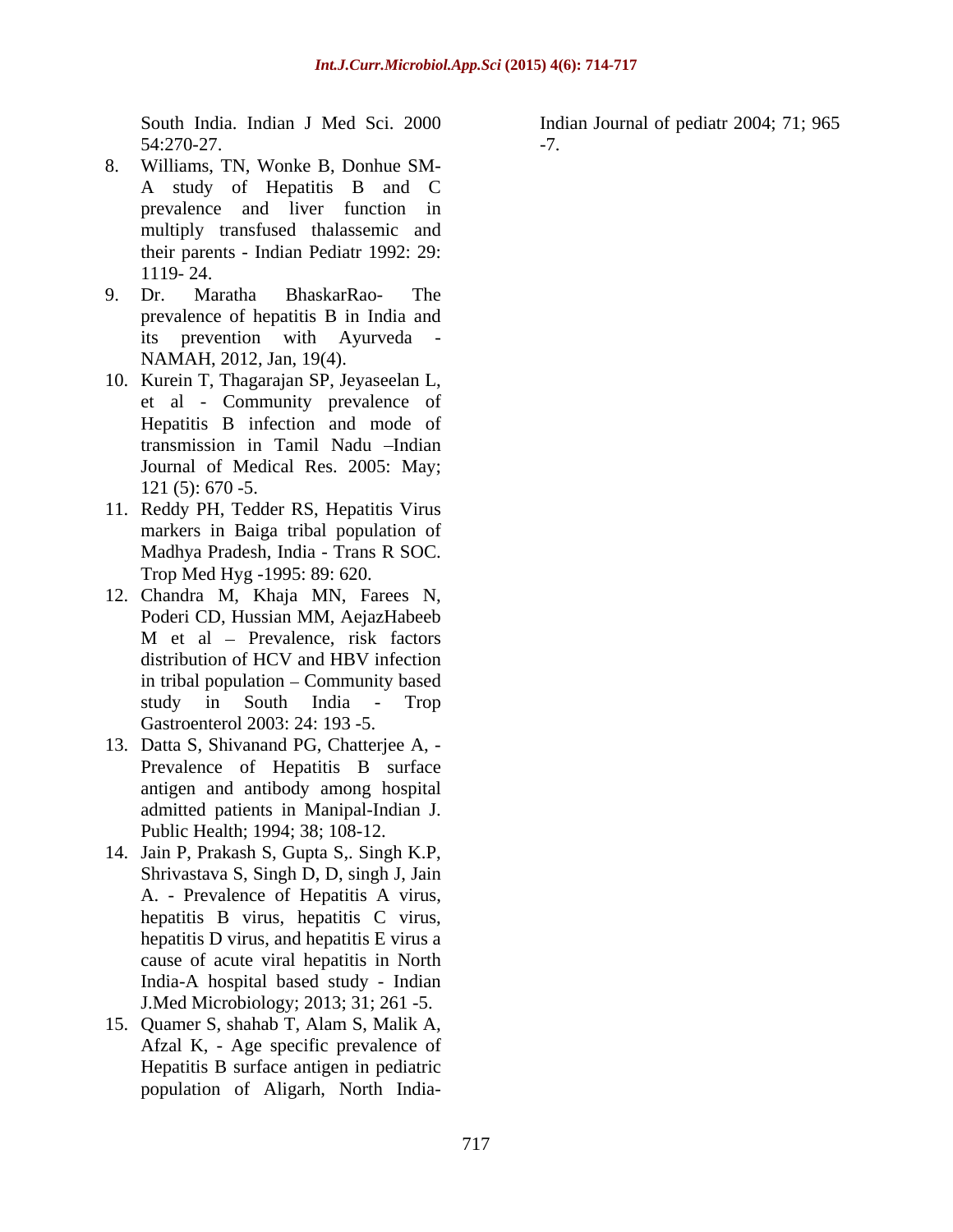South India. Indian J Med Sci. 2000 54:270-27.

8. Williams, TN, Wonke B, Donhue SM- A study of Hepatitis B and C prevalence and liver function in multiply transfused thalassemic and their parents - Indian Pediatr 1992: 29: 1119- 24.
9. Dr. Maratha BhaskarRao- The prevalence of hepatitis B in India and its prevention with Ayurveda - NAMAH, 2012, Jan, 19(4).
10. Kurein T, Thagarajan SP, Jeyaseelan L, et al - Community prevalence of Hepatitis B infection and mode of transmission in Tamil Nadu –Indian Journal of Medical Res. 2005: May; 121 (5): 670 -5.
11. Reddy PH, Tedder RS, Hepatitis Virus markers in Baiga tribal population of Madhya Pradesh, India - Trans R SOC. Trop Med Hyg -1995: 89: 620.
12. Chandra M, Khaja MN, Farees N, Poderi CD, Hussian MM, AejazHabeeb M et al – Prevalence, risk factors distribution of HCV and HBV infection in tribal population – Community based study in South India - Trop Gastroenterol 2003: 24: 193 -5.
13. Datta S, Shivanand PG, Chatterjee A, - Prevalence of Hepatitis B surface antigen and antibody among hospital admitted patients in Manipal-Indian J. Public Health; 1994; 38; 108-12.
14. Jain P, Prakash S, Gupta S,. Singh K.P, Shrivastava S, Singh D, D, singh J, Jain A. - Prevalence of Hepatitis A virus, hepatitis B virus, hepatitis C virus, hepatitis D virus, and hepatitis E virus a cause of acute viral hepatitis in North India-A hospital based study - Indian J.Med Microbiology; 2013; 31; 261 -5.
15. Quamer S, shahab T, Alam S, Malik A, Afzal K, - Age specific prevalence of Hepatitis B surface antigen in pediatric population of Aligarh, North India- Indian Journal of pediatr 2004; 71; 965 -7.